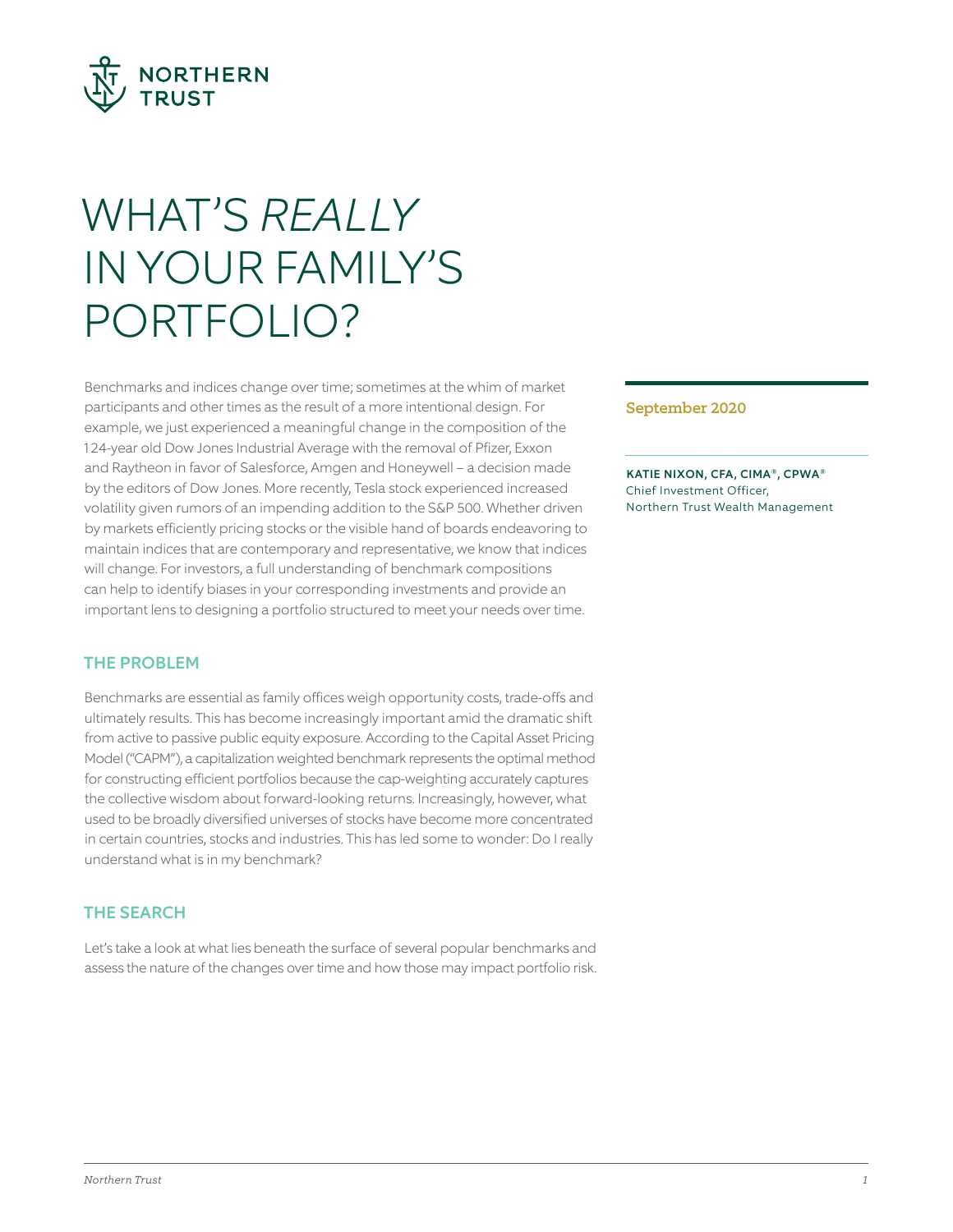# WHAT'S *REALLY* IN YOUR FAMILY'S PORTFOLIO?

**September 2020**

**KATIE NIXON, CFA, CIMA®, CPWA®**
Chief Investment Officer,
Northern Trust Wealth Management

Benchmarks and indices change over time; sometimes at the whim of market participants and other times as the result of a more intentional design. For example, we just experienced a meaningful change in the composition of the 124-year old Dow Jones Industrial Average with the removal of Pfizer, Exxon and Raytheon in favor of Salesforce, Amgen and Honeywell – a decision made by the editors of Dow Jones. More recently, Tesla stock experienced increased volatility given rumors of an impending addition to the S&P 500. Whether driven by markets efficiently pricing stocks or the visible hand of boards endeavoring to maintain indices that are contemporary and representative, we know that indices will change. For investors, a full understanding of benchmark compositions can help to identify biases in your corresponding investments and provide an important lens to designing a portfolio structured to meet your needs over time.

## THE PROBLEM

Benchmarks are essential as family offices weigh opportunity costs, trade-offs and ultimately results. This has become increasingly important amid the dramatic shift from active to passive public equity exposure. According to the Capital Asset Pricing Model ("CAPM"), a capitalization weighted benchmark represents the optimal method for constructing efficient portfolios because the cap-weighting accurately captures the collective wisdom about forward-looking returns. Increasingly, however, what used to be broadly diversified universes of stocks have become more concentrated in certain countries, stocks and industries. This has led some to wonder: Do I really understand what is in my benchmark?

## THE SEARCH

Let's take a look at what lies beneath the surface of several popular benchmarks and assess the nature of the changes over time and how those may impact portfolio risk.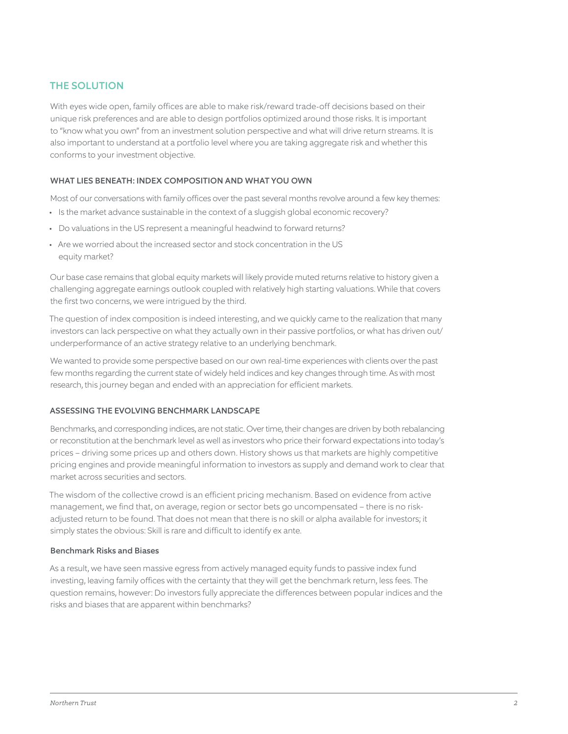## THE SOLUTION

With eyes wide open, family offices are able to make risk/reward trade-off decisions based on their unique risk preferences and are able to design portfolios optimized around those risks. It is important to "know what you own" from an investment solution perspective and what will drive return streams. It is also important to understand at a portfolio level where you are taking aggregate risk and whether this conforms to your investment objective.

### WHAT LIES BENEATH: INDEX COMPOSITION AND WHAT YOU OWN

Most of our conversations with family offices over the past several months revolve around a few key themes:

- Is the market advance sustainable in the context of a sluggish global economic recovery?
- Do valuations in the US represent a meaningful headwind to forward returns?
- Are we worried about the increased sector and stock concentration in the US equity market?

Our base case remains that global equity markets will likely provide muted returns relative to history given a challenging aggregate earnings outlook coupled with relatively high starting valuations. While that covers the first two concerns, we were intrigued by the third.

The question of index composition is indeed interesting, and we quickly came to the realization that many investors can lack perspective on what they actually own in their passive portfolios, or what has driven out/underperformance of an active strategy relative to an underlying benchmark.

We wanted to provide some perspective based on our own real-time experiences with clients over the past few months regarding the current state of widely held indices and key changes through time. As with most research, this journey began and ended with an appreciation for efficient markets.

### ASSESSING THE EVOLVING BENCHMARK LANDSCAPE

Benchmarks, and corresponding indices, are not static. Over time, their changes are driven by both rebalancing or reconstitution at the benchmark level as well as investors who price their forward expectations into today's prices – driving some prices up and others down. History shows us that markets are highly competitive pricing engines and provide meaningful information to investors as supply and demand work to clear that market across securities and sectors.

The wisdom of the collective crowd is an efficient pricing mechanism. Based on evidence from active management, we find that, on average, region or sector bets go uncompensated – there is no risk-adjusted return to be found. That does not mean that there is no skill or alpha available for investors; it simply states the obvious: Skill is rare and difficult to identify ex ante.

#### Benchmark Risks and Biases

As a result, we have seen massive egress from actively managed equity funds to passive index fund investing, leaving family offices with the certainty that they will get the benchmark return, less fees. The question remains, however: Do investors fully appreciate the differences between popular indices and the risks and biases that are apparent within benchmarks?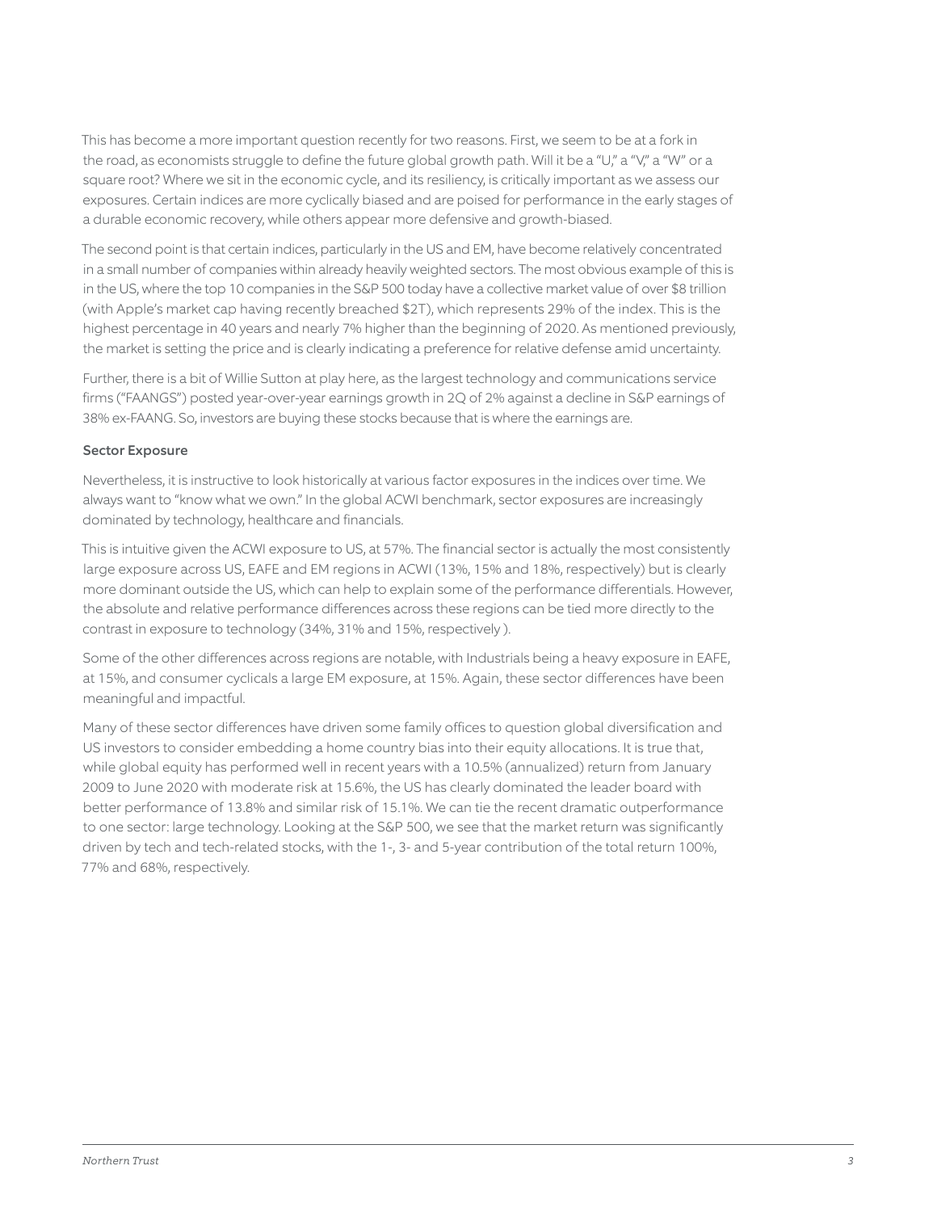This has become a more important question recently for two reasons. First, we seem to be at a fork in the road, as economists struggle to define the future global growth path. Will it be a "U," a "V," a "W" or a square root? Where we sit in the economic cycle, and its resiliency, is critically important as we assess our exposures. Certain indices are more cyclically biased and are poised for performance in the early stages of a durable economic recovery, while others appear more defensive and growth-biased.

The second point is that certain indices, particularly in the US and EM, have become relatively concentrated in a small number of companies within already heavily weighted sectors. The most obvious example of this is in the US, where the top 10 companies in the S&P 500 today have a collective market value of over $8 trillion (with Apple's market cap having recently breached $2T), which represents 29% of the index. This is the highest percentage in 40 years and nearly 7% higher than the beginning of 2020. As mentioned previously, the market is setting the price and is clearly indicating a preference for relative defense amid uncertainty.

Further, there is a bit of Willie Sutton at play here, as the largest technology and communications service firms ("FAANGS") posted year-over-year earnings growth in 2Q of 2% against a decline in S&P earnings of 38% ex-FAANG. So, investors are buying these stocks because that is where the earnings are.

### Sector Exposure

Nevertheless, it is instructive to look historically at various factor exposures in the indices over time. We always want to "know what we own." In the global ACWI benchmark, sector exposures are increasingly dominated by technology, healthcare and financials.

This is intuitive given the ACWI exposure to US, at 57%. The financial sector is actually the most consistently large exposure across US, EAFE and EM regions in ACWI (13%, 15% and 18%, respectively) but is clearly more dominant outside the US, which can help to explain some of the performance differentials. However, the absolute and relative performance differences across these regions can be tied more directly to the contrast in exposure to technology (34%, 31% and 15%, respectively ).

Some of the other differences across regions are notable, with Industrials being a heavy exposure in EAFE, at 15%, and consumer cyclicals a large EM exposure, at 15%. Again, these sector differences have been meaningful and impactful.

Many of these sector differences have driven some family offices to question global diversification and US investors to consider embedding a home country bias into their equity allocations. It is true that, while global equity has performed well in recent years with a 10.5% (annualized) return from January 2009 to June 2020 with moderate risk at 15.6%, the US has clearly dominated the leader board with better performance of 13.8% and similar risk of 15.1%. We can tie the recent dramatic outperformance to one sector: large technology. Looking at the S&P 500, we see that the market return was significantly driven by tech and tech-related stocks, with the 1-, 3- and 5-year contribution of the total return 100%, 77% and 68%, respectively.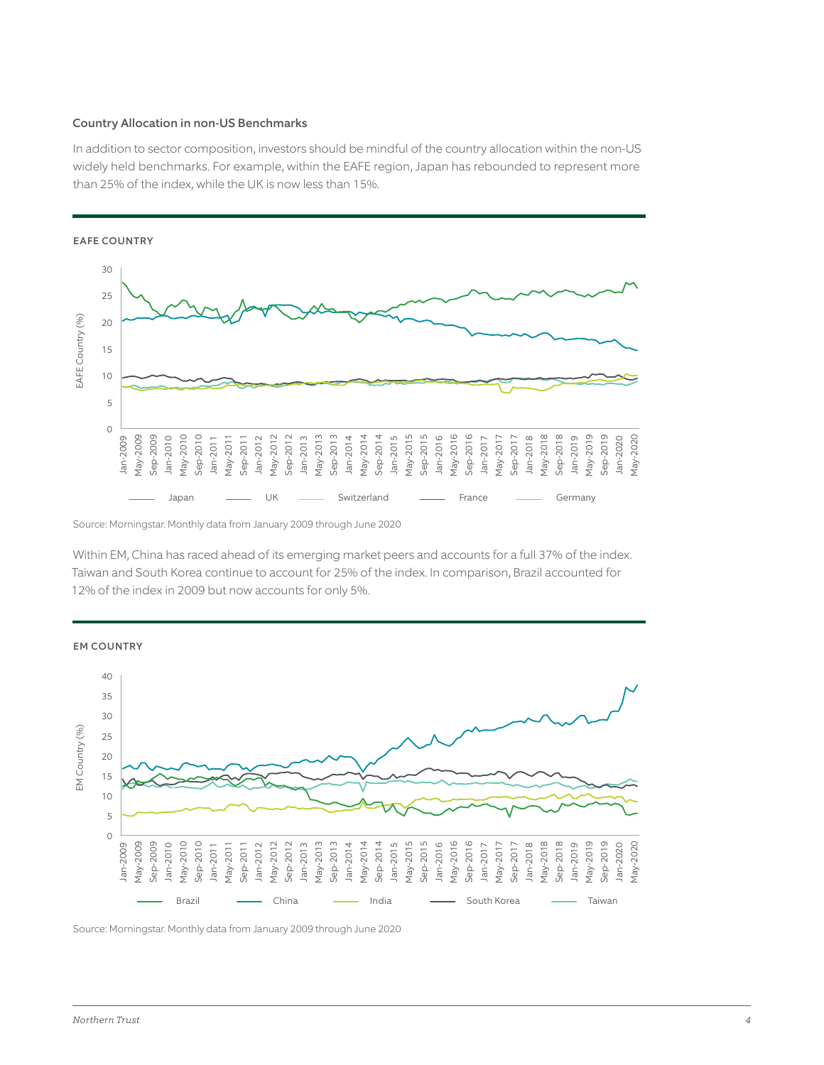### Country Allocation in non-US Benchmarks

In addition to sector composition, investors should be mindful of the country allocation within the non-US widely held benchmarks. For example, within the EAFE region, Japan has rebounded to represent more than 25% of the index, while the UK is now less than 15%.

**EAFE COUNTRY**

Source: Morningstar. Monthly data from January 2009 through June 2020

Within EM, China has raced ahead of its emerging market peers and accounts for a full 37% of the index. Taiwan and South Korea continue to account for 25% of the index. In comparison, Brazil accounted for 12% of the index in 2009 but now accounts for only 5%.

**EM COUNTRY**

Source: Morningstar. Monthly data from January 2009 through June 2020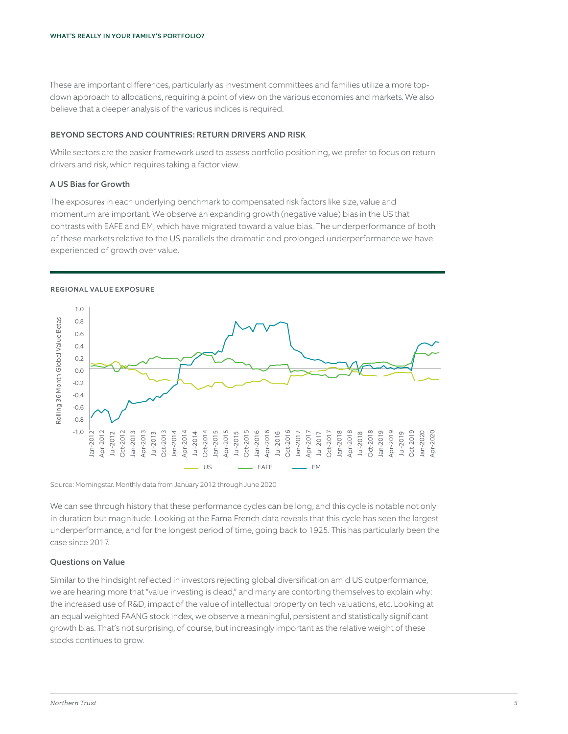These are important differences, particularly as investment committees and families utilize a more top-down approach to allocations, requiring a point of view on the various economies and markets. We also believe that a deeper analysis of the various indices is required.

## BEYOND SECTORS AND COUNTRIES: RETURN DRIVERS AND RISK

While sectors are the easier framework used to assess portfolio positioning, we prefer to focus on return drivers and risk, which requires taking a factor view.

### A US Bias for Growth

The exposures in each underlying benchmark to compensated risk factors like size, value and momentum are important. We observe an expanding growth (negative value) bias in the US that contrasts with EAFE and EM, which have migrated toward a value bias. The underperformance of both of these markets relative to the US parallels the dramatic and prolonged underperformance we have experienced of growth over value.

**REGIONAL VALUE EXPOSURE**

Source: Morningstar. Monthly data from January 2012 through June 2020

We can see through history that these performance cycles can be long, and this cycle is notable not only in duration but magnitude. Looking at the Fama French data reveals that this cycle has seen the largest underperformance, and for the longest period of time, going back to 1925. This has particularly been the case since 2017.

### Questions on Value

Similar to the hindsight reflected in investors rejecting global diversification amid US outperformance, we are hearing more that "value investing is dead," and many are contorting themselves to explain why: the increased use of R&D, impact of the value of intellectual property on tech valuations, etc. Looking at an equal weighted FAANG stock index, we observe a meaningful, persistent and statistically significant growth bias. That's not surprising, of course, but increasingly important as the relative weight of these stocks continues to grow.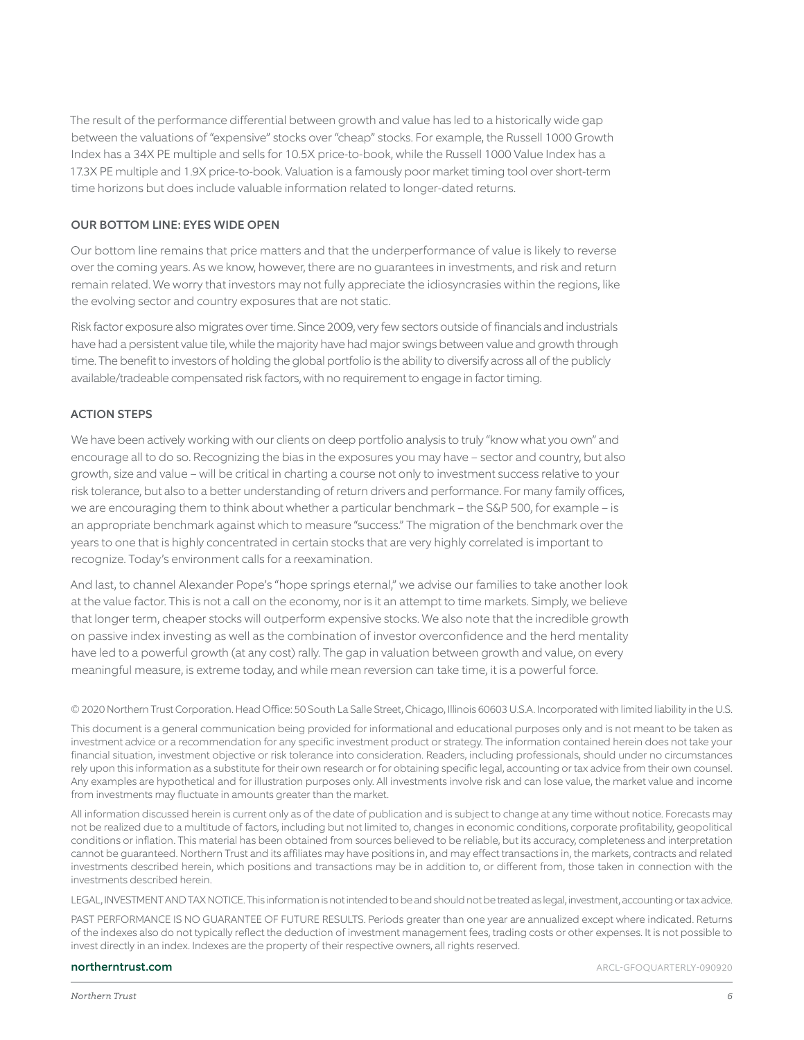The result of the performance differential between growth and value has led to a historically wide gap between the valuations of "expensive" stocks over "cheap" stocks. For example, the Russell 1000 Growth Index has a 34X PE multiple and sells for 10.5X price-to-book, while the Russell 1000 Value Index has a 17.3X PE multiple and 1.9X price-to-book. Valuation is a famously poor market timing tool over short-term time horizons but does include valuable information related to longer-dated returns.

### OUR BOTTOM LINE: EYES WIDE OPEN

Our bottom line remains that price matters and that the underperformance of value is likely to reverse over the coming years. As we know, however, there are no guarantees in investments, and risk and return remain related. We worry that investors may not fully appreciate the idiosyncrasies within the regions, like the evolving sector and country exposures that are not static.

Risk factor exposure also migrates over time. Since 2009, very few sectors outside of financials and industrials have had a persistent value tile, while the majority have had major swings between value and growth through time. The benefit to investors of holding the global portfolio is the ability to diversify across all of the publicly available/tradeable compensated risk factors, with no requirement to engage in factor timing.

### ACTION STEPS

We have been actively working with our clients on deep portfolio analysis to truly "know what you own" and encourage all to do so. Recognizing the bias in the exposures you may have – sector and country, but also growth, size and value – will be critical in charting a course not only to investment success relative to your risk tolerance, but also to a better understanding of return drivers and performance. For many family offices, we are encouraging them to think about whether a particular benchmark – the S&P 500, for example – is an appropriate benchmark against which to measure "success." The migration of the benchmark over the years to one that is highly concentrated in certain stocks that are very highly correlated is important to recognize. Today's environment calls for a reexamination.

And last, to channel Alexander Pope's "hope springs eternal," we advise our families to take another look at the value factor. This is not a call on the economy, nor is it an attempt to time markets. Simply, we believe that longer term, cheaper stocks will outperform expensive stocks. We also note that the incredible growth on passive index investing as well as the combination of investor overconfidence and the herd mentality have led to a powerful growth (at any cost) rally. The gap in valuation between growth and value, on every meaningful measure, is extreme today, and while mean reversion can take time, it is a powerful force.

© 2020 Northern Trust Corporation. Head Office: 50 South La Salle Street, Chicago, Illinois 60603 U.S.A. Incorporated with limited liability in the U.S.

This document is a general communication being provided for informational and educational purposes only and is not meant to be taken as investment advice or a recommendation for any specific investment product or strategy. The information contained herein does not take your financial situation, investment objective or risk tolerance into consideration. Readers, including professionals, should under no circumstances rely upon this information as a substitute for their own research or for obtaining specific legal, accounting or tax advice from their own counsel. Any examples are hypothetical and for illustration purposes only. All investments involve risk and can lose value, the market value and income from investments may fluctuate in amounts greater than the market.

All information discussed herein is current only as of the date of publication and is subject to change at any time without notice. Forecasts may not be realized due to a multitude of factors, including but not limited to, changes in economic conditions, corporate profitability, geopolitical conditions or inflation. This material has been obtained from sources believed to be reliable, but its accuracy, completeness and interpretation cannot be guaranteed. Northern Trust and its affiliates may have positions in, and may effect transactions in, the markets, contracts and related investments described herein, which positions and transactions may be in addition to, or different from, those taken in connection with the investments described herein.

LEGAL, INVESTMENT AND TAX NOTICE. This information is not intended to be and should not be treated as legal, investment, accounting or tax advice.

PAST PERFORMANCE IS NO GUARANTEE OF FUTURE RESULTS. Periods greater than one year are annualized except where indicated. Returns of the indexes also do not typically reflect the deduction of investment management fees, trading costs or other expenses. It is not possible to invest directly in an index. Indexes are the property of their respective owners, all rights reserved.

**northerntrust.com** ARCL-GFOQUARTERLY-090920